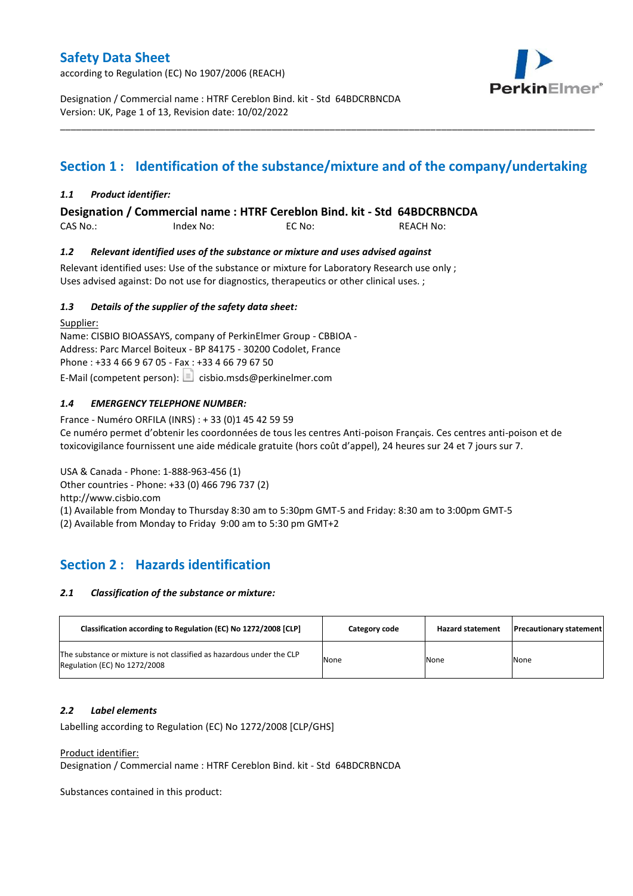# Safety Data Sheet

according to Regulation (EC) No 1907/2006 (REACH)

Designation / Commercial name : HTRF Cereblon Bind. kit - Std 64BDCRBNCDA
Version: UK, Page 1 of 13, Revision date: 10/02/2022

## Section 1 : Identification of the substance/mixture and of the company/undertaking

### *1.1 Product identifier:*

**Designation / Commercial name : HTRF Cereblon Bind. kit - Std 64BDCRBNCDA**

CAS No.: Index No: EC No: REACH No:

### *1.2 Relevant identified uses of the substance or mixture and uses advised against*

Relevant identified uses: Use of the substance or mixture for Laboratory Research use only ;
Uses advised against: Do not use for diagnostics, therapeutics or other clinical uses. ;

### *1.3 Details of the supplier of the safety data sheet:*

Supplier:
Name: CISBIO BIOASSAYS, company of PerkinElmer Group - CBBIOA -
Address: Parc Marcel Boiteux - BP 84175 - 30200 Codolet, France
Phone : +33 4 66 9 67 05 - Fax : +33 4 66 79 67 50
E-Mail (competent person): cisbio.msds@perkinelmer.com

### *1.4 EMERGENCY TELEPHONE NUMBER:*

France - Numéro ORFILA (INRS) : + 33 (0)1 45 42 59 59
Ce numéro permet d'obtenir les coordonnées de tous les centres Anti-poison Français. Ces centres anti-poison et de toxicovigilance fournissent une aide médicale gratuite (hors coût d'appel), 24 heures sur 24 et 7 jours sur 7.

USA & Canada - Phone: 1-888-963-456 (1)
Other countries - Phone: +33 (0) 466 796 737 (2)
http://www.cisbio.com
(1) Available from Monday to Thursday 8:30 am to 5:30pm GMT-5 and Friday: 8:30 am to 3:00pm GMT-5
(2) Available from Monday to Friday 9:00 am to 5:30 pm GMT+2

## Section 2 : Hazards identification

### *2.1 Classification of the substance or mixture:*

| Classification according to Regulation (EC) No 1272/2008 [CLP] | Category code | Hazard statement | Precautionary statement |
|---|---|---|---|
| The substance or mixture is not classified as hazardous under the CLP Regulation (EC) No 1272/2008 | None | None | None |

### *2.2 Label elements*

Labelling according to Regulation (EC) No 1272/2008 [CLP/GHS]

Product identifier:
Designation / Commercial name : HTRF Cereblon Bind. kit - Std 64BDCRBNCDA

Substances contained in this product: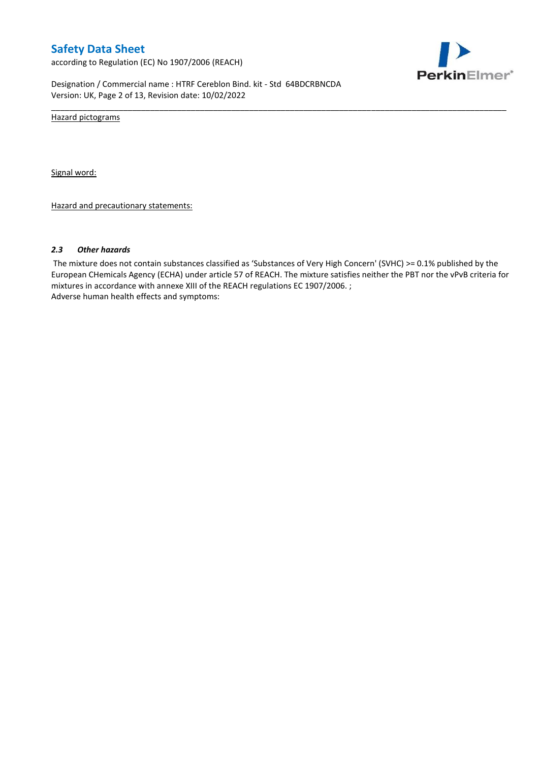Hazard pictograms

Signal word:

Hazard and precautionary statements:

### *2.3 Other hazards*

The mixture does not contain substances classified as 'Substances of Very High Concern' (SVHC) >= 0.1% published by the European CHemicals Agency (ECHA) under article 57 of REACH. The mixture satisfies neither the PBT nor the vPvB criteria for mixtures in accordance with annexe XIII of the REACH regulations EC 1907/2006. ;
Adverse human health effects and symptoms: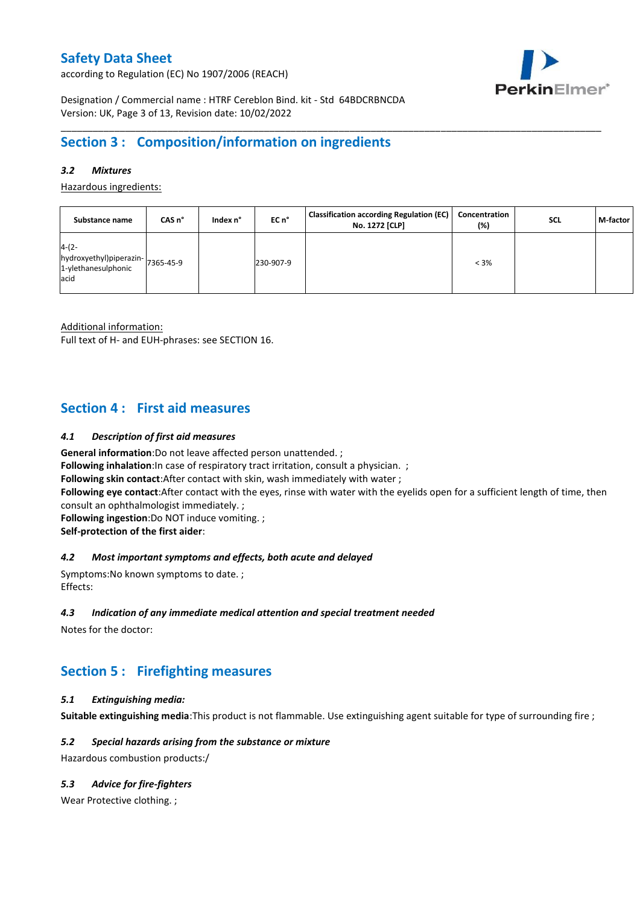## Section 3 : Composition/information on ingredients

### *3.2 Mixtures*

Hazardous ingredients:

| Substance name | CAS n° | Index n° | EC n° | Classification according Regulation (EC) No. 1272 [CLP] | Concentration (%) | SCL | M-factor |
|---|---|---|---|---|---|---|---|
| 4-(2-hydroxyethyl)piperazin-1-ylethanesulphonic acid | 7365-45-9 | | 230-907-9 | | < 3% | | |

Additional information:

Full text of H- and EUH-phrases: see SECTION 16.

## Section 4 : First aid measures

### *4.1 Description of first aid measures*

**General information**:Do not leave affected person unattended. ;
**Following inhalation**:In case of respiratory tract irritation, consult a physician. ;
**Following skin contact**:After contact with skin, wash immediately with water ;
**Following eye contact**:After contact with the eyes, rinse with water with the eyelids open for a sufficient length of time, then consult an ophthalmologist immediately. ;
**Following ingestion**:Do NOT induce vomiting. ;
**Self-protection of the first aider**:

### *4.2 Most important symptoms and effects, both acute and delayed*

Symptoms:No known symptoms to date. ;
Effects:

### *4.3 Indication of any immediate medical attention and special treatment needed*

Notes for the doctor:

## Section 5 : Firefighting measures

### *5.1 Extinguishing media:*

**Suitable extinguishing media**:This product is not flammable. Use extinguishing agent suitable for type of surrounding fire ;

### *5.2 Special hazards arising from the substance or mixture*

Hazardous combustion products:/

### *5.3 Advice for fire-fighters*

Wear Protective clothing. ;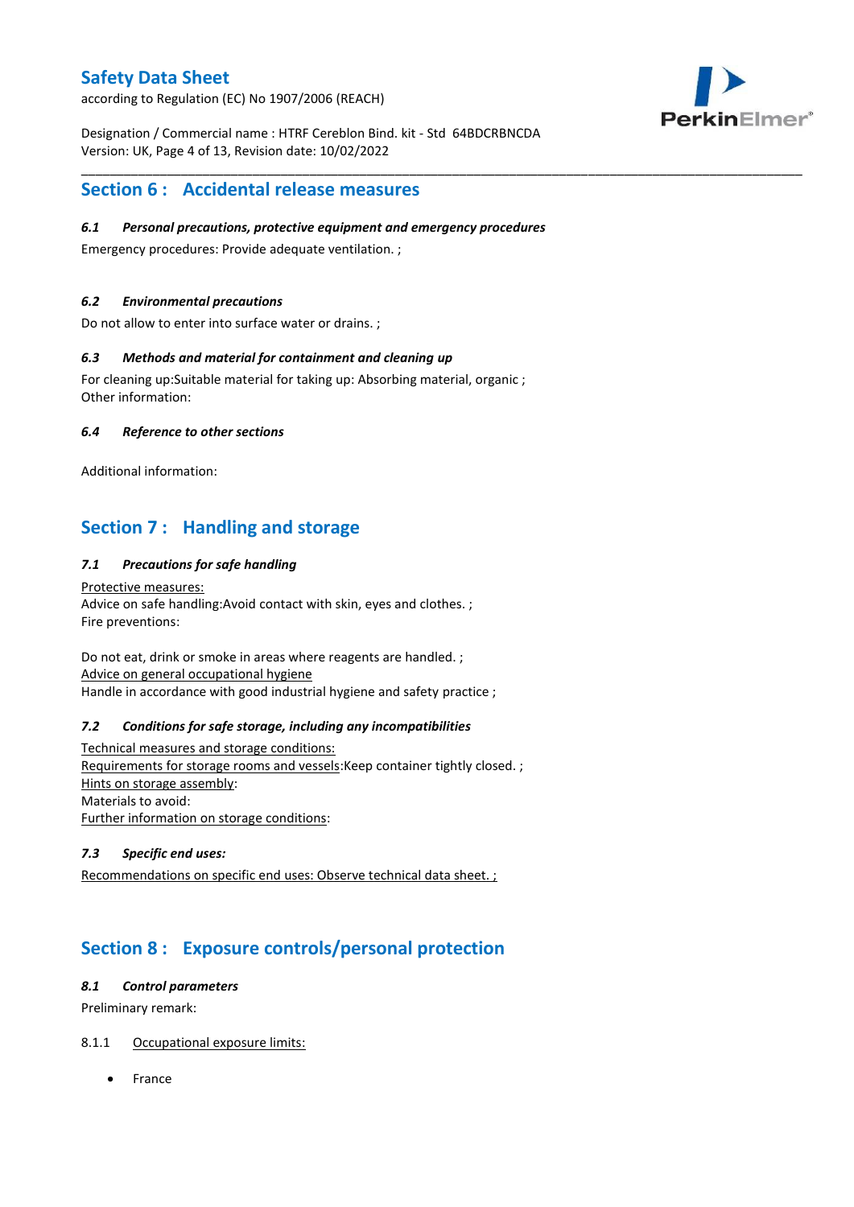## Section 6 : Accidental release measures

### *6.1 Personal precautions, protective equipment and emergency procedures*

Emergency procedures: Provide adequate ventilation. ;

### *6.2 Environmental precautions*

Do not allow to enter into surface water or drains. ;

### *6.3 Methods and material for containment and cleaning up*

For cleaning up:Suitable material for taking up: Absorbing material, organic ;
Other information:

### *6.4 Reference to other sections*

Additional information:

## Section 7 : Handling and storage

### *7.1 Precautions for safe handling*

Protective measures:
Advice on safe handling:Avoid contact with skin, eyes and clothes. ;
Fire preventions:

Do not eat, drink or smoke in areas where reagents are handled. ;
Advice on general occupational hygiene
Handle in accordance with good industrial hygiene and safety practice ;

### *7.2 Conditions for safe storage, including any incompatibilities*

Technical measures and storage conditions:
Requirements for storage rooms and vessels:Keep container tightly closed. ;
Hints on storage assembly:
Materials to avoid:
Further information on storage conditions:

### *7.3 Specific end uses:*

Recommendations on specific end uses: Observe technical data sheet. ;

## Section 8 : Exposure controls/personal protection

### *8.1 Control parameters*

Preliminary remark:

8.1.1 Occupational exposure limits:

- France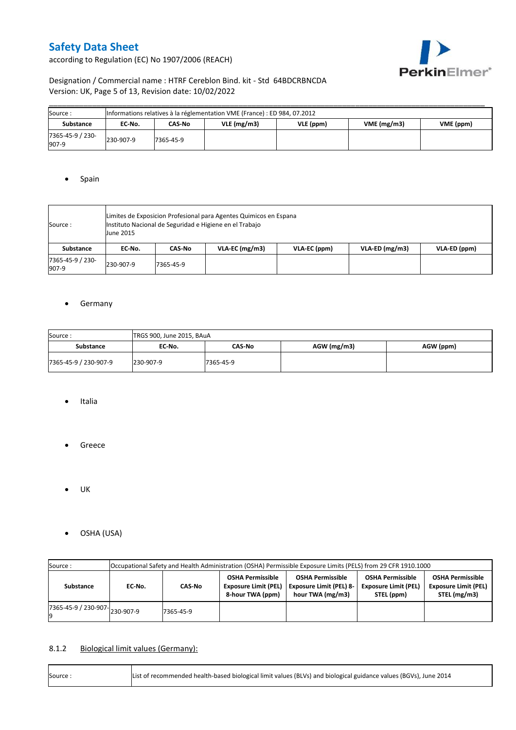| Source : | Informations relatives à la réglementation VME (France) : ED 984, 07.2012 | | | | | |
|---|---|---|---|---|---|---|
| **Substance** | **EC-No.** | **CAS-No** | **VLE (mg/m3)** | **VLE (ppm)** | **VME (mg/m3)** | **VME (ppm)** |
| 7365-45-9 / 230-907-9 | 230-907-9 | 7365-45-9 | | | | |

- Spain

| Source : | Limites de Exposicion Profesional para Agentes Quimicos en Espana<br>Instituto Nacional de Seguridad e Higiene en el Trabajo<br>June 2015 | | | | | |
|---|---|---|---|---|---|---|
| **Substance** | **EC-No.** | **CAS-No** | **VLA-EC (mg/m3)** | **VLA-EC (ppm)** | **VLA-ED (mg/m3)** | **VLA-ED (ppm)** |
| 7365-45-9 / 230-907-9 | 230-907-9 | 7365-45-9 | | | | |

- Germany

| Source : | TRGS 900, June 2015, BAuA | | | |
|---|---|---|---|---|
| **Substance** | **EC-No.** | **CAS-No** | **AGW (mg/m3)** | **AGW (ppm)** |
| 7365-45-9 / 230-907-9 | 230-907-9 | 7365-45-9 | | |

- Italia

- Greece

- UK

- OSHA (USA)

| Source : | Occupational Safety and Health Administration (OSHA) Permissible Exposure Limits (PELS) from 29 CFR 1910.1000 | | | | | |
|---|---|---|---|---|---|---|
| **Substance** | **EC-No.** | **CAS-No** | **OSHA Permissible Exposure Limit (PEL) 8-hour TWA (ppm)** | **OSHA Permissible Exposure Limit (PEL) 8-hour TWA (mg/m3)** | **OSHA Permissible Exposure Limit (PEL) STEL (ppm)** | **OSHA Permissible Exposure Limit (PEL) STEL (mg/m3)** |
| 7365-45-9 / 230-907-9 | 230-907-9 | 7365-45-9 | | | | |

### 8.1.2 Biological limit values (Germany):

| Source : | List of recommended health-based biological limit values (BLVs) and biological guidance values (BGVs), June 2014 |
|---|---|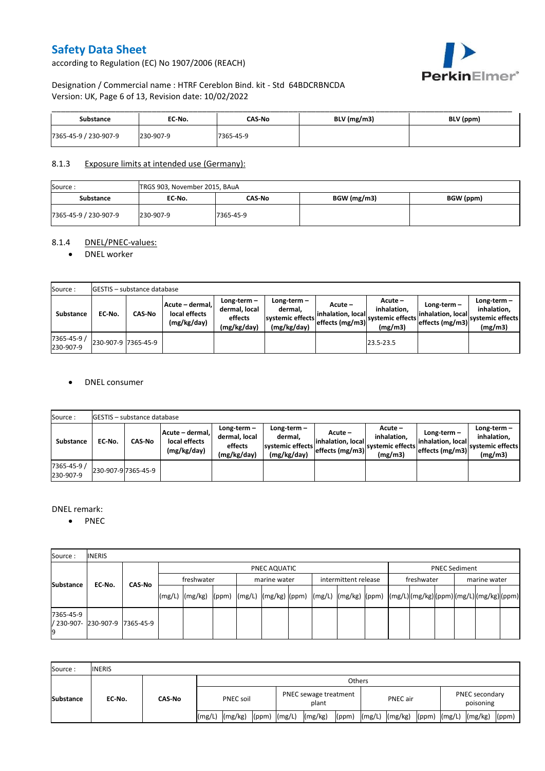| Substance | EC-No. | CAS-No | BLV (mg/m3) | BLV (ppm) |
|---|---|---|---|---|
| 7365-45-9 / 230-907-9 | 230-907-9 | 7365-45-9 | | |

### 8.1.3 Exposure limits at intended use (Germany):

| Source : | TRGS 903, November 2015, BAuA | | | |
|---|---|---|---|---|
| **Substance** | **EC-No.** | **CAS-No** | **BGW (mg/m3)** | **BGW (ppm)** |
| 7365-45-9 / 230-907-9 | 230-907-9 | 7365-45-9 | | |

### 8.1.4 DNEL/PNEC-values:

- DNEL worker

| Source : | GESTIS – substance database | | | | | | | | | |
|---|---|---|---|---|---|---|---|---|---|---|
| **Substance** | **EC-No.** | **CAS-No** | **Acute – dermal, local effects (mg/kg/day)** | **Long-term – dermal, local effects (mg/kg/day)** | **Long-term – dermal, systemic effects (mg/kg/day)** | **Acute – inhalation, local effects (mg/m3)** | **Acute – inhalation, systemic effects (mg/m3)** | **Long-term – inhalation, local effects (mg/m3)** | **Long-term – inhalation, systemic effects (mg/m3)** |
| 7365-45-9 / 230-907-9 | 230-907-9 | 7365-45-9 | | | | | 23.5-23.5 | | |

- DNEL consumer

| Source : | GESTIS – substance database | | | | | | | | |
|---|---|---|---|---|---|---|---|---|---|
| **Substance** | **EC-No.** | **CAS-No** | **Acute – dermal, local effects (mg/kg/day)** | **Long-term – dermal, local effects (mg/kg/day)** | **Long-term – dermal, systemic effects (mg/kg/day)** | **Acute – inhalation, local effects (mg/m3)** | **Acute – inhalation, systemic effects (mg/m3)** | **Long-term – inhalation, local effects (mg/m3)** | **Long-term – inhalation, systemic effects (mg/m3)** |
| 7365-45-9 / 230-907-9 | 230-907-9 | 7365-45-9 | | | | | | | |

DNEL remark:

- PNEC

| Source : | INERIS | | | | | | | | | | | | | | | | | | |
|---|---|---|---|---|---|---|---|---|---|---|---|---|---|---|---|---|---|---|---|
| **Substance** | **EC-No.** | **CAS-No** | PNEC AQUATIC | | | | | | | | | PNEC Sediment | | | | | |
| | | | freshwater | | | marine water | | | intermittent release | | | freshwater | | | marine water | | |
| | | | (mg/L) | (mg/kg) | (ppm) | (mg/L) | (mg/kg) | (ppm) | (mg/L) | (mg/kg) | (ppm) | (mg/L) | (mg/kg) | (ppm) | (mg/L) | (mg/kg) | (ppm) |
| 7365-45-9 / 230-907-9 | 230-907-9 | 7365-45-9 | | | | | | | | | | | | | | | |

| Source : | INERIS | | | | | | | | | | | | | |
|---|---|---|---|---|---|---|---|---|---|---|---|---|---|---|
| **Substance** | **EC-No.** | **CAS-No** | Others | | | | | | | | | | | |
| | | | PNEC soil | | | PNEC sewage treatment plant | | | PNEC air | | | PNEC secondary poisoning | | |
| | | | (mg/L) | (mg/kg) | (ppm) | (mg/L) | (mg/kg) | (ppm) | (mg/L) | (mg/kg) | (ppm) | (mg/L) | (mg/kg) | (ppm) |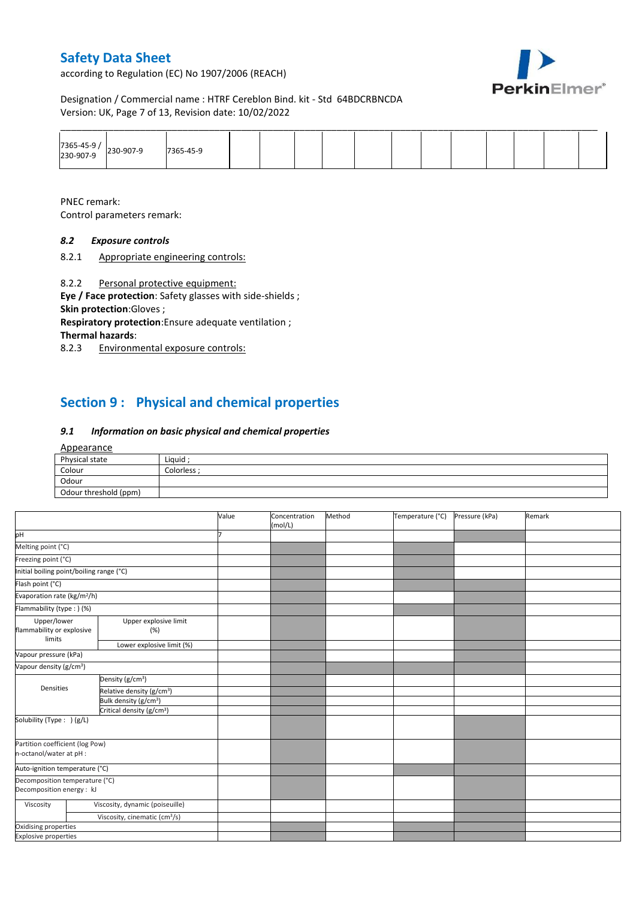| 7365-45-9 / 230-907-9 | 230-907-9 | 7365-45-9 | | | | | | | | | | | |
|---|---|---|---|---|---|---|---|---|---|---|---|---|---|

PNEC remark:

Control parameters remark:

### *8.2 Exposure controls*

8.2.1 Appropriate engineering controls:

8.2.2 Personal protective equipment:

**Eye / Face protection**: Safety glasses with side-shields ;

**Skin protection**:Gloves ;

**Respiratory protection**:Ensure adequate ventilation ;

**Thermal hazards**:

8.2.3 Environmental exposure controls:

## Section 9 : Physical and chemical properties

### *9.1 Information on basic physical and chemical properties*

Appearance

| Physical state | Liquid ; |
|---|---|
| Colour | Colorless ; |
| Odour | |
| Odour threshold (ppm) | |

| | | Value | Concentration (mol/L) | Method | Temperature (°C) | Pressure (kPa) | Remark |
|---|---|---|---|---|---|---|---|
| pH | | 7 | | | | | |
| Melting point (°C) | | | | | | | |
| Freezing point (°C) | | | | | | | |
| Initial boiling point/boiling range (°C) | | | | | | | |
| Flash point (°C) | | | | | | | |
| Evaporation rate (kg/m²/h) | | | | | | | |
| Flammability (type : ) (%) | | | | | | | |
| Upper/lower flammability or explosive limits | Upper explosive limit (%) | | | | | | |
| | Lower explosive limit (%) | | | | | | |
| Vapour pressure (kPa) | | | | | | | |
| Vapour density (g/cm³) | | | | | | | |
| Densities | Density (g/cm³) | | | | | | |
| | Relative density (g/cm³) | | | | | | |
| | Bulk density (g/cm³) | | | | | | |
| | Critical density (g/cm³) | | | | | | |
| Solubility (Type : ) (g/L) | | | | | | | |
| Partition coefficient (log Pow) n-octanol/water at pH : | | | | | | | |
| Auto-ignition temperature (°C) | | | | | | | |
| Decomposition temperature (°C) Decomposition energy : kJ | | | | | | | |
| Viscosity | Viscosity, dynamic (poiseuille) | | | | | | |
| | Viscosity, cinematic (cm³/s) | | | | | | |
| Oxidising properties | | | | | | | |
| Explosive properties | | | | | | | |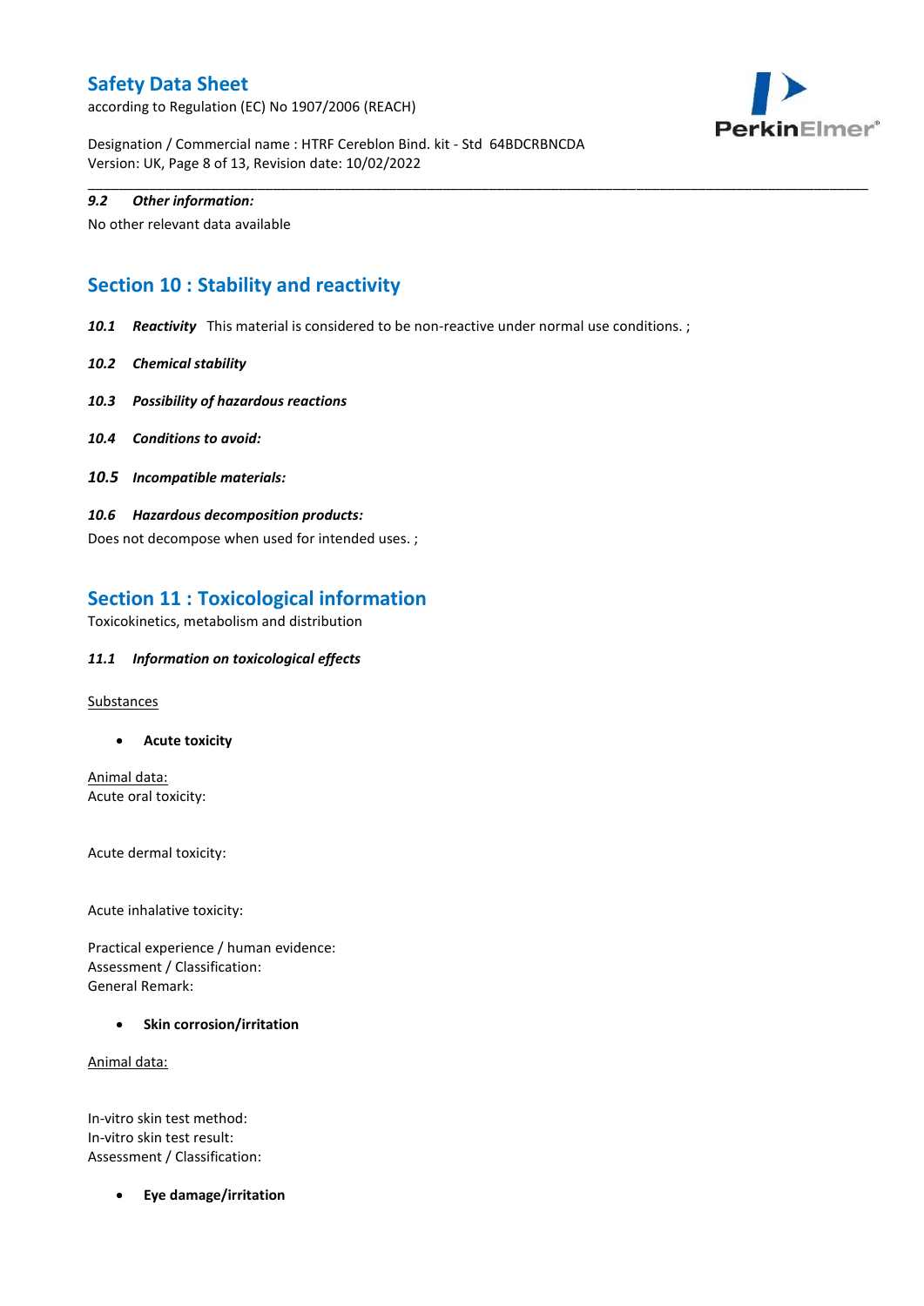***9.2 Other information:***

No other relevant data available

## Section 10 : Stability and reactivity

***10.1 Reactivity*** This material is considered to be non-reactive under normal use conditions. ;

***10.2 Chemical stability***

***10.3 Possibility of hazardous reactions***

***10.4 Conditions to avoid:***

***10.5 Incompatible materials:***

***10.6 Hazardous decomposition products:***

Does not decompose when used for intended uses. ;

## Section 11 : Toxicological information

Toxicokinetics, metabolism and distribution

***11.1 Information on toxicological effects***

<u>Substances</u>

- **Acute toxicity**

<u>Animal data:</u>
Acute oral toxicity:

Acute dermal toxicity:

Acute inhalative toxicity:

Practical experience / human evidence:
Assessment / Classification:
General Remark:

- **Skin corrosion/irritation**

<u>Animal data:</u>

In-vitro skin test method:
In-vitro skin test result:
Assessment / Classification:

- **Eye damage/irritation**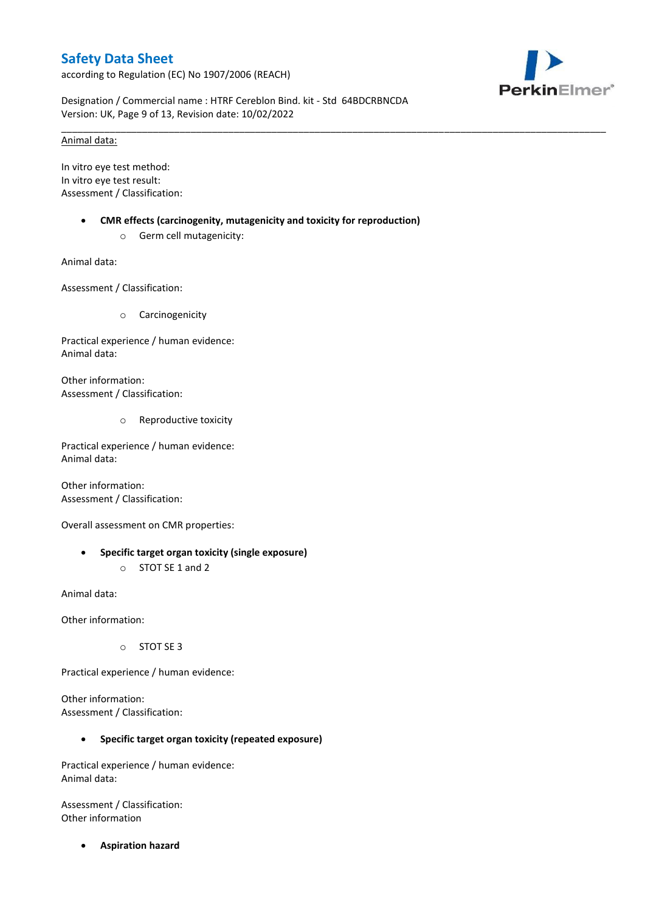Animal data:

In vitro eye test method:
In vitro eye test result:
Assessment / Classification:

- **CMR effects (carcinogenity, mutagenicity and toxicity for reproduction)**
    - Germ cell mutagenicity:

Animal data:

Assessment / Classification:

- Carcinogenicity

Practical experience / human evidence:
Animal data:

Other information:
Assessment / Classification:

- Reproductive toxicity

Practical experience / human evidence:
Animal data:

Other information:
Assessment / Classification:

Overall assessment on CMR properties:

- **Specific target organ toxicity (single exposure)**
    - STOT SE 1 and 2

Animal data:

Other information:

- STOT SE 3

Practical experience / human evidence:

Other information:
Assessment / Classification:

- **Specific target organ toxicity (repeated exposure)**

Practical experience / human evidence:
Animal data:

Assessment / Classification:
Other information

- **Aspiration hazard**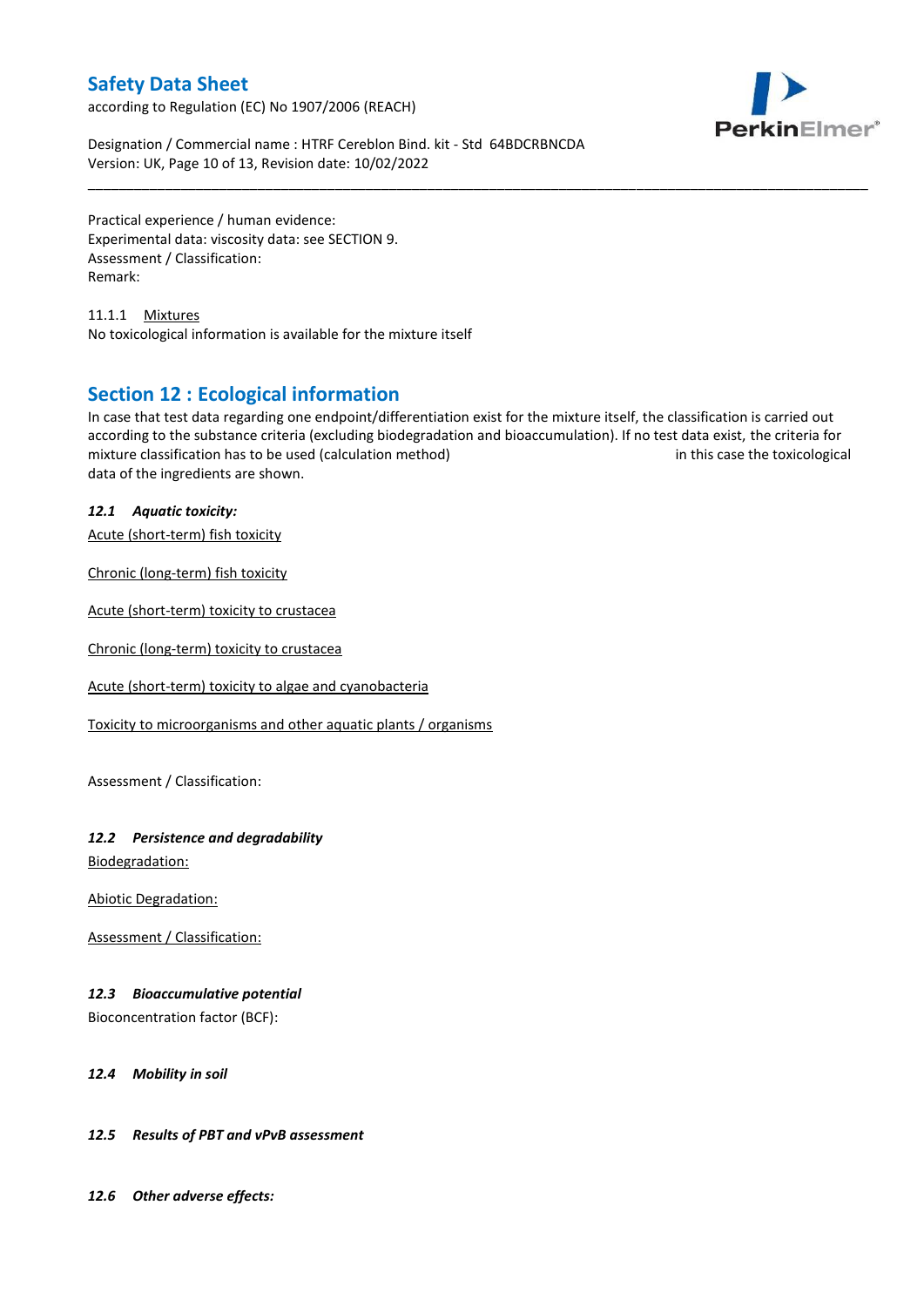Practical experience / human evidence:
Experimental data: viscosity data: see SECTION 9.
Assessment / Classification:
Remark:

11.1.1 Mixtures
No toxicological information is available for the mixture itself

## Section 12 : Ecological information

In case that test data regarding one endpoint/differentiation exist for the mixture itself, the classification is carried out according to the substance criteria (excluding biodegradation and bioaccumulation). If no test data exist, the criteria for mixture classification has to be used (calculation method) in this case the toxicological data of the ingredients are shown.

### *12.1 Aquatic toxicity:*

Acute (short-term) fish toxicity

Chronic (long-term) fish toxicity

Acute (short-term) toxicity to crustacea

Chronic (long-term) toxicity to crustacea

Acute (short-term) toxicity to algae and cyanobacteria

Toxicity to microorganisms and other aquatic plants / organisms

Assessment / Classification:

### *12.2 Persistence and degradability*

Biodegradation:

Abiotic Degradation:

Assessment / Classification:

### *12.3 Bioaccumulative potential*

Bioconcentration factor (BCF):

### *12.4 Mobility in soil*

### *12.5 Results of PBT and vPvB assessment*

### *12.6 Other adverse effects:*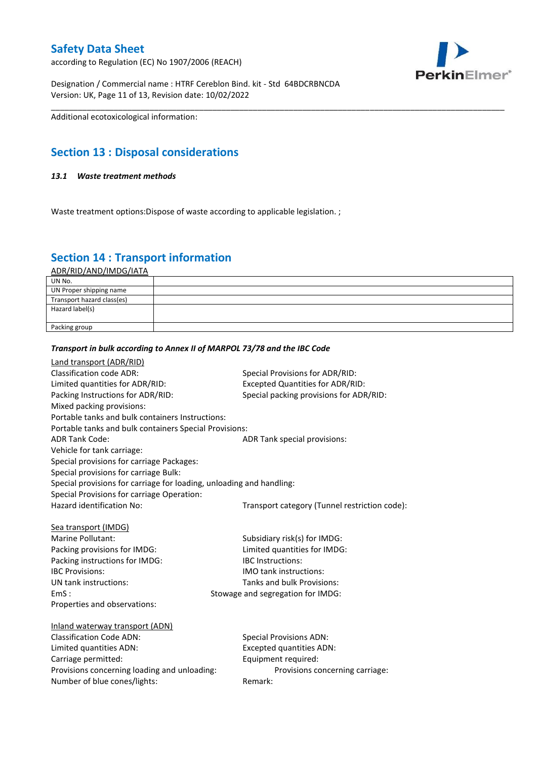Additional ecotoxicological information:

## Section 13 : Disposal considerations

***13.1 Waste treatment methods***

Waste treatment options:Dispose of waste according to applicable legislation. ;

## Section 14 : Transport information

ADR/RID/AND/IMDG/IATA

| UN No. | |
|---|---|
| UN Proper shipping name | |
| Transport hazard class(es) | |
| Hazard label(s) | |
| Packing group | |

***Transport in bulk according to Annex II of MARPOL 73/78 and the IBC Code***

Land transport (ADR/RID)

Classification code ADR:
Special Provisions for ADR/RID:
Limited quantities for ADR/RID:
Excepted Quantities for ADR/RID:
Packing Instructions for ADR/RID:
Special packing provisions for ADR/RID:
Mixed packing provisions:
Portable tanks and bulk containers Instructions:
Portable tanks and bulk containers Special Provisions:
ADR Tank Code:
ADR Tank special provisions:
Vehicle for tank carriage:
Special provisions for carriage Packages:
Special provisions for carriage Bulk:
Special provisions for carriage for loading, unloading and handling:
Special Provisions for carriage Operation:
Hazard identification No:
Transport category (Tunnel restriction code):

Sea transport (IMDG)

Marine Pollutant:
Subsidiary risk(s) for IMDG:
Packing provisions for IMDG:
Limited quantities for IMDG:
Packing instructions for IMDG:
IBC Instructions:
IBC Provisions:
IMO tank instructions:
UN tank instructions:
Tanks and bulk Provisions:
EmS :
Stowage and segregation for IMDG:
Properties and observations:

Inland waterway transport (ADN)

Classification Code ADN:
Special Provisions ADN:
Limited quantities ADN:
Excepted quantities ADN:
Carriage permitted:
Equipment required:
Provisions concerning loading and unloading:
Provisions concerning carriage:
Number of blue cones/lights:
Remark: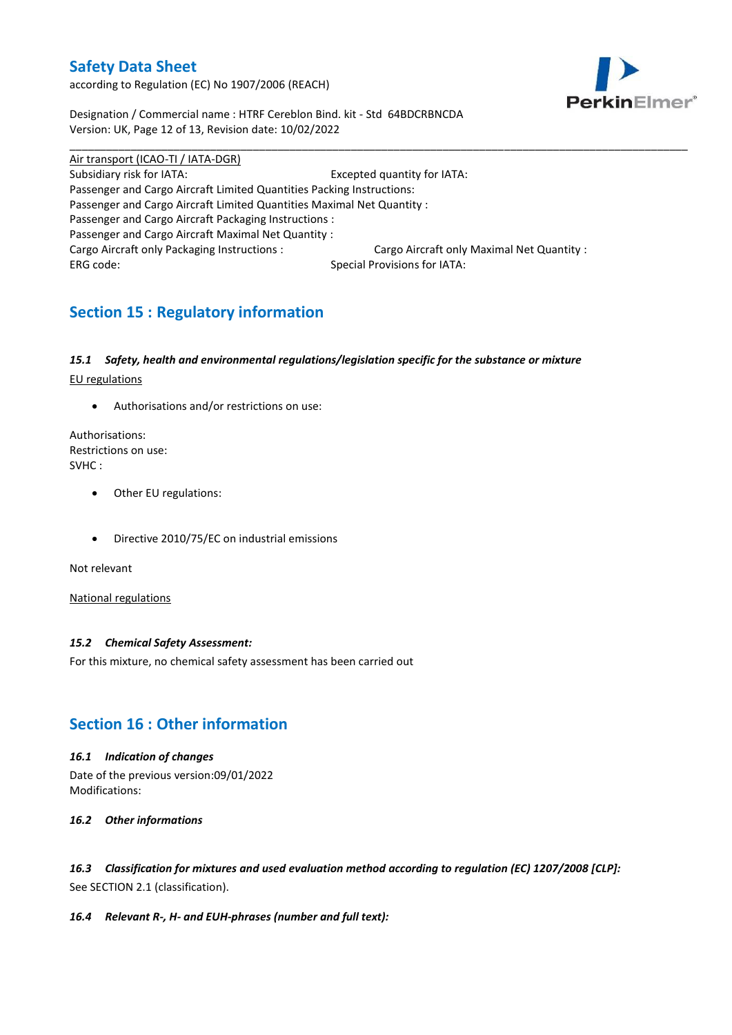Air transport (ICAO-TI / IATA-DGR)

Subsidiary risk for IATA: Excepted quantity for IATA:

Passenger and Cargo Aircraft Limited Quantities Packing Instructions:

Passenger and Cargo Aircraft Limited Quantities Maximal Net Quantity :

Passenger and Cargo Aircraft Packaging Instructions :

Passenger and Cargo Aircraft Maximal Net Quantity :

Cargo Aircraft only Packaging Instructions : Cargo Aircraft only Maximal Net Quantity :

ERG code: Special Provisions for IATA:

## Section 15 : Regulatory information

### *15.1 Safety, health and environmental regulations/legislation specific for the substance or mixture*

EU regulations

- Authorisations and/or restrictions on use:

Authorisations:
Restrictions on use:
SVHC :

- Other EU regulations:

- Directive 2010/75/EC on industrial emissions

Not relevant

National regulations

### *15.2 Chemical Safety Assessment:*

For this mixture, no chemical safety assessment has been carried out

## Section 16 : Other information

### *16.1 Indication of changes*

Date of the previous version:09/01/2022
Modifications:

### *16.2 Other informations*

### *16.3 Classification for mixtures and used evaluation method according to regulation (EC) 1207/2008 [CLP]:*

See SECTION 2.1 (classification).

### *16.4 Relevant R-, H- and EUH-phrases (number and full text):*